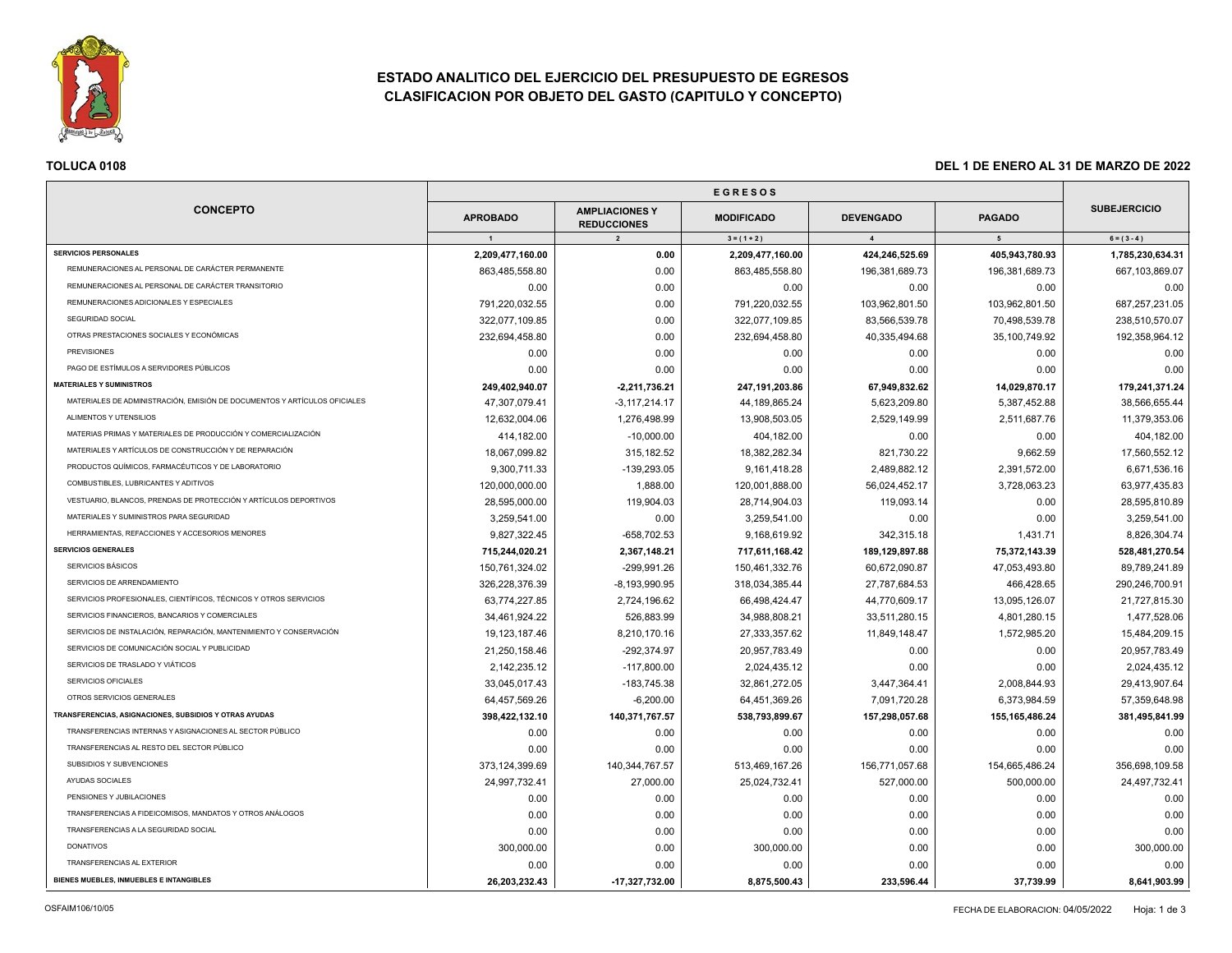# ESTADO ANALITICO DEL EJERCICIO DEL PRESUPUESTO DE EGRESOS
## CLASIFICACION POR OBJETO DEL GASTO (CAPITULO Y CONCEPTO)

**TOLUCA 0108**

**DEL 1 DE ENERO AL 31 DE MARZO DE 2022**

| CONCEPTO | EGRESOS | | | | | SUBEJERCICIO |
|---|---|---|---|---|---|---|
| | APROBADO | AMPLIACIONES Y REDUCCIONES | MODIFICADO | DEVENGADO | PAGADO | |
| | 1 | 2 | 3 = ( 1 + 2 ) | 4 | 5 | 6 = ( 3 - 4 ) |
| **SERVICIOS PERSONALES** | **2,209,477,160.00** | **0.00** | **2,209,477,160.00** | **424,246,525.69** | **405,943,780.93** | **1,785,230,634.31** |
| REMUNERACIONES AL PERSONAL DE CARÁCTER PERMANENTE | 863,485,558.80 | 0.00 | 863,485,558.80 | 196,381,689.73 | 196,381,689.73 | 667,103,869.07 |
| REMUNERACIONES AL PERSONAL DE CARÁCTER TRANSITORIO | 0.00 | 0.00 | 0.00 | 0.00 | 0.00 | 0.00 |
| REMUNERACIONES ADICIONALES Y ESPECIALES | 791,220,032.55 | 0.00 | 791,220,032.55 | 103,962,801.50 | 103,962,801.50 | 687,257,231.05 |
| SEGURIDAD SOCIAL | 322,077,109.85 | 0.00 | 322,077,109.85 | 83,566,539.78 | 70,498,539.78 | 238,510,570.07 |
| OTRAS PRESTACIONES SOCIALES Y ECONÓMICAS | 232,694,458.80 | 0.00 | 232,694,458.80 | 40,335,494.68 | 35,100,749.92 | 192,358,964.12 |
| PREVISIONES | 0.00 | 0.00 | 0.00 | 0.00 | 0.00 | 0.00 |
| PAGO DE ESTÍMULOS A SERVIDORES PÚBLICOS | 0.00 | 0.00 | 0.00 | 0.00 | 0.00 | 0.00 |
| **MATERIALES Y SUMINISTROS** | **249,402,940.07** | **-2,211,736.21** | **247,191,203.86** | **67,949,832.62** | **14,029,870.17** | **179,241,371.24** |
| MATERIALES DE ADMINISTRACIÓN, EMISIÓN DE DOCUMENTOS Y ARTÍCULOS OFICIALES | 47,307,079.41 | -3,117,214.17 | 44,189,865.24 | 5,623,209.80 | 5,387,452.88 | 38,566,655.44 |
| ALIMENTOS Y UTENSILIOS | 12,632,004.06 | 1,276,498.99 | 13,908,503.05 | 2,529,149.99 | 2,511,687.76 | 11,379,353.06 |
| MATERIAS PRIMAS Y MATERIALES DE PRODUCCIÓN Y COMERCIALIZACIÓN | 414,182.00 | -10,000.00 | 404,182.00 | 0.00 | 0.00 | 404,182.00 |
| MATERIALES Y ARTÍCULOS DE CONSTRUCCIÓN Y DE REPARACIÓN | 18,067,099.82 | 315,182.52 | 18,382,282.34 | 821,730.22 | 9,662.59 | 17,560,552.12 |
| PRODUCTOS QUÍMICOS, FARMACÉUTICOS Y DE LABORATORIO | 9,300,711.33 | -139,293.05 | 9,161,418.28 | 2,489,882.12 | 2,391,572.00 | 6,671,536.16 |
| COMBUSTIBLES, LUBRICANTES Y ADITIVOS | 120,000,000.00 | 1,888.00 | 120,001,888.00 | 56,024,452.17 | 3,728,063.23 | 63,977,435.83 |
| VESTUARIO, BLANCOS, PRENDAS DE PROTECCIÓN Y ARTÍCULOS DEPORTIVOS | 28,595,000.00 | 119,904.03 | 28,714,904.03 | 119,093.14 | 0.00 | 28,595,810.89 |
| MATERIALES Y SUMINISTROS PARA SEGURIDAD | 3,259,541.00 | 0.00 | 3,259,541.00 | 0.00 | 0.00 | 3,259,541.00 |
| HERRAMIENTAS, REFACCIONES Y ACCESORIOS MENORES | 9,827,322.45 | -658,702.53 | 9,168,619.92 | 342,315.18 | 1,431.71 | 8,826,304.74 |
| **SERVICIOS GENERALES** | **715,244,020.21** | **2,367,148.21** | **717,611,168.42** | **189,129,897.88** | **75,372,143.39** | **528,481,270.54** |
| SERVICIOS BÁSICOS | 150,761,324.02 | -299,991.26 | 150,461,332.76 | 60,672,090.87 | 47,053,493.80 | 89,789,241.89 |
| SERVICIOS DE ARRENDAMIENTO | 326,228,376.39 | -8,193,990.95 | 318,034,385.44 | 27,787,684.53 | 466,428.65 | 290,246,700.91 |
| SERVICIOS PROFESIONALES, CIENTÍFICOS, TÉCNICOS Y OTROS SERVICIOS | 63,774,227.85 | 2,724,196.62 | 66,498,424.47 | 44,770,609.17 | 13,095,126.07 | 21,727,815.30 |
| SERVICIOS FINANCIEROS, BANCARIOS Y COMERCIALES | 34,461,924.22 | 526,883.99 | 34,988,808.21 | 33,511,280.15 | 4,801,280.15 | 1,477,528.06 |
| SERVICIOS DE INSTALACIÓN, REPARACIÓN, MANTENIMIENTO Y CONSERVACIÓN | 19,123,187.46 | 8,210,170.16 | 27,333,357.62 | 11,849,148.47 | 1,572,985.20 | 15,484,209.15 |
| SERVICIOS DE COMUNICACIÓN SOCIAL Y PUBLICIDAD | 21,250,158.46 | -292,374.97 | 20,957,783.49 | 0.00 | 0.00 | 20,957,783.49 |
| SERVICIOS DE TRASLADO Y VIÁTICOS | 2,142,235.12 | -117,800.00 | 2,024,435.12 | 0.00 | 0.00 | 2,024,435.12 |
| SERVICIOS OFICIALES | 33,045,017.43 | -183,745.38 | 32,861,272.05 | 3,447,364.41 | 2,008,844.93 | 29,413,907.64 |
| OTROS SERVICIOS GENERALES | 64,457,569.26 | -6,200.00 | 64,451,369.26 | 7,091,720.28 | 6,373,984.59 | 57,359,648.98 |
| **TRANSFERENCIAS, ASIGNACIONES, SUBSIDIOS Y OTRAS AYUDAS** | **398,422,132.10** | **140,371,767.57** | **538,793,899.67** | **157,298,057.68** | **155,165,486.24** | **381,495,841.99** |
| TRANSFERENCIAS INTERNAS Y ASIGNACIONES AL SECTOR PÚBLICO | 0.00 | 0.00 | 0.00 | 0.00 | 0.00 | 0.00 |
| TRANSFERENCIAS AL RESTO DEL SECTOR PÚBLICO | 0.00 | 0.00 | 0.00 | 0.00 | 0.00 | 0.00 |
| SUBSIDIOS Y SUBVENCIONES | 373,124,399.69 | 140,344,767.57 | 513,469,167.26 | 156,771,057.68 | 154,665,486.24 | 356,698,109.58 |
| AYUDAS SOCIALES | 24,997,732.41 | 27,000.00 | 25,024,732.41 | 527,000.00 | 500,000.00 | 24,497,732.41 |
| PENSIONES Y JUBILACIONES | 0.00 | 0.00 | 0.00 | 0.00 | 0.00 | 0.00 |
| TRANSFERENCIAS A FIDEICOMISOS, MANDATOS Y OTROS ANÁLOGOS | 0.00 | 0.00 | 0.00 | 0.00 | 0.00 | 0.00 |
| TRANSFERENCIAS A LA SEGURIDAD SOCIAL | 0.00 | 0.00 | 0.00 | 0.00 | 0.00 | 0.00 |
| DONATIVOS | 300,000.00 | 0.00 | 300,000.00 | 0.00 | 0.00 | 300,000.00 |
| TRANSFERENCIAS AL EXTERIOR | 0.00 | 0.00 | 0.00 | 0.00 | 0.00 | 0.00 |
| **BIENES MUEBLES, INMUEBLES E INTANGIBLES** | **26,203,232.43** | **-17,327,732.00** | **8,875,500.43** | **233,596.44** | **37,739.99** | **8,641,903.99** |

OSFAIM106/10/05

FECHA DE ELABORACION: 04/05/2022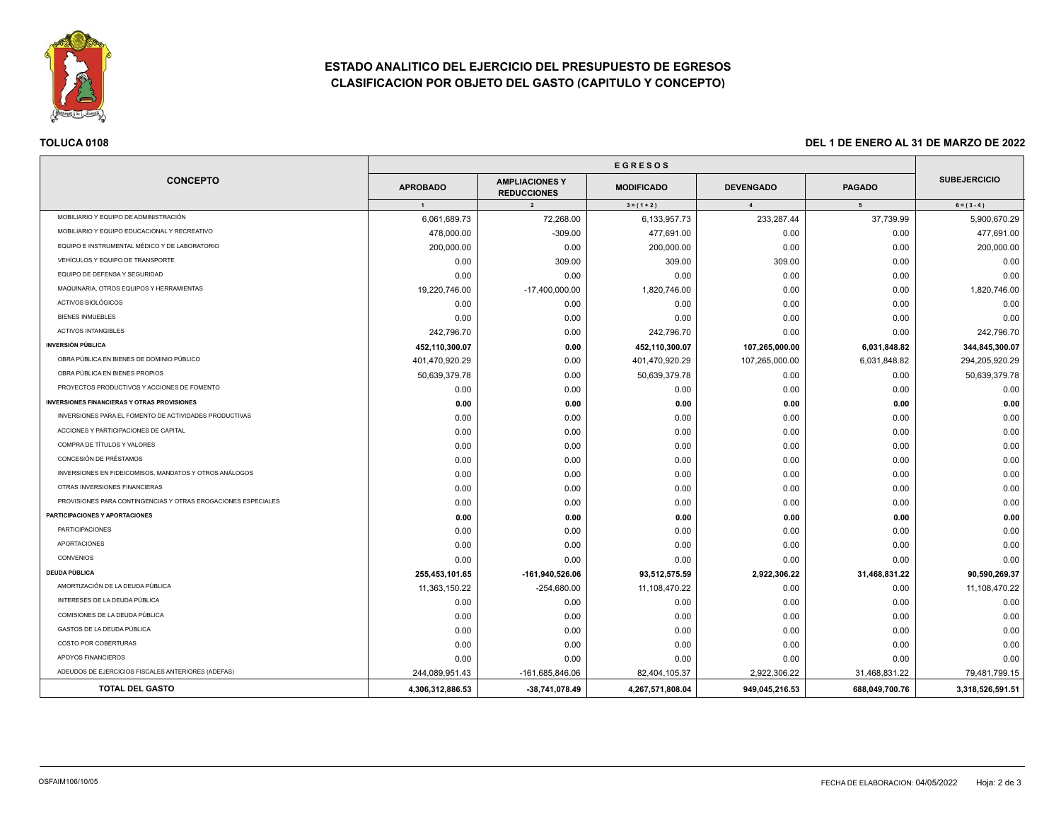# ESTADO ANALITICO DEL EJERCICIO DEL PRESUPUESTO DE EGRESOS
## CLASIFICACION POR OBJETO DEL GASTO (CAPITULO Y CONCEPTO)

**TOLUCA 0108**

**DEL 1 DE ENERO AL 31 DE MARZO DE 2022**

| CONCEPTO | EGRESOS | | | | | SUBEJERCICIO |
|---|---|---|---|---|---|---|
| | APROBADO | AMPLIACIONES Y REDUCCIONES | MODIFICADO | DEVENGADO | PAGADO | |
| | 1 | 2 | 3 = ( 1 + 2 ) | 4 | 5 | 6 = ( 3 - 4 ) |
| MOBILIARIO Y EQUIPO DE ADMINISTRACIÓN | 6,061,689.73 | 72,268.00 | 6,133,957.73 | 233,287.44 | 37,739.99 | 5,900,670.29 |
| MOBILIARIO Y EQUIPO EDUCACIONAL Y RECREATIVO | 478,000.00 | -309.00 | 477,691.00 | 0.00 | 0.00 | 477,691.00 |
| EQUIPO E INSTRUMENTAL MÉDICO Y DE LABORATORIO | 200,000.00 | 0.00 | 200,000.00 | 0.00 | 0.00 | 200,000.00 |
| VEHÍCULOS Y EQUIPO DE TRANSPORTE | 0.00 | 309.00 | 309.00 | 309.00 | 0.00 | 0.00 |
| EQUIPO DE DEFENSA Y SEGURIDAD | 0.00 | 0.00 | 0.00 | 0.00 | 0.00 | 0.00 |
| MAQUINARIA, OTROS EQUIPOS Y HERRAMIENTAS | 19,220,746.00 | -17,400,000.00 | 1,820,746.00 | 0.00 | 0.00 | 1,820,746.00 |
| ACTIVOS BIOLÓGICOS | 0.00 | 0.00 | 0.00 | 0.00 | 0.00 | 0.00 |
| BIENES INMUEBLES | 0.00 | 0.00 | 0.00 | 0.00 | 0.00 | 0.00 |
| ACTIVOS INTANGIBLES | 242,796.70 | 0.00 | 242,796.70 | 0.00 | 0.00 | 242,796.70 |
| **INVERSIÓN PÚBLICA** | **452,110,300.07** | **0.00** | **452,110,300.07** | **107,265,000.00** | **6,031,848.82** | **344,845,300.07** |
| OBRA PÚBLICA EN BIENES DE DOMINIO PÚBLICO | 401,470,920.29 | 0.00 | 401,470,920.29 | 107,265,000.00 | 6,031,848.82 | 294,205,920.29 |
| OBRA PÚBLICA EN BIENES PROPIOS | 50,639,379.78 | 0.00 | 50,639,379.78 | 0.00 | 0.00 | 50,639,379.78 |
| PROYECTOS PRODUCTIVOS Y ACCIONES DE FOMENTO | 0.00 | 0.00 | 0.00 | 0.00 | 0.00 | 0.00 |
| **INVERSIONES FINANCIERAS Y OTRAS PROVISIONES** | **0.00** | **0.00** | **0.00** | **0.00** | **0.00** | **0.00** |
| INVERSIONES PARA EL FOMENTO DE ACTIVIDADES PRODUCTIVAS | 0.00 | 0.00 | 0.00 | 0.00 | 0.00 | 0.00 |
| ACCIONES Y PARTICIPACIONES DE CAPITAL | 0.00 | 0.00 | 0.00 | 0.00 | 0.00 | 0.00 |
| COMPRA DE TÍTULOS Y VALORES | 0.00 | 0.00 | 0.00 | 0.00 | 0.00 | 0.00 |
| CONCESIÓN DE PRÉSTAMOS | 0.00 | 0.00 | 0.00 | 0.00 | 0.00 | 0.00 |
| INVERSIONES EN FIDEICOMISOS, MANDATOS Y OTROS ANÁLOGOS | 0.00 | 0.00 | 0.00 | 0.00 | 0.00 | 0.00 |
| OTRAS INVERSIONES FINANCIERAS | 0.00 | 0.00 | 0.00 | 0.00 | 0.00 | 0.00 |
| PROVISIONES PARA CONTINGENCIAS Y OTRAS EROGACIONES ESPECIALES | 0.00 | 0.00 | 0.00 | 0.00 | 0.00 | 0.00 |
| **PARTICIPACIONES Y APORTACIONES** | **0.00** | **0.00** | **0.00** | **0.00** | **0.00** | **0.00** |
| PARTICIPACIONES | 0.00 | 0.00 | 0.00 | 0.00 | 0.00 | 0.00 |
| APORTACIONES | 0.00 | 0.00 | 0.00 | 0.00 | 0.00 | 0.00 |
| CONVENIOS | 0.00 | 0.00 | 0.00 | 0.00 | 0.00 | 0.00 |
| **DEUDA PÚBLICA** | **255,453,101.65** | **-161,940,526.06** | **93,512,575.59** | **2,922,306.22** | **31,468,831.22** | **90,590,269.37** |
| AMORTIZACIÓN DE LA DEUDA PÚBLICA | 11,363,150.22 | -254,680.00 | 11,108,470.22 | 0.00 | 0.00 | 11,108,470.22 |
| INTERESES DE LA DEUDA PÚBLICA | 0.00 | 0.00 | 0.00 | 0.00 | 0.00 | 0.00 |
| COMISIONES DE LA DEUDA PÚBLICA | 0.00 | 0.00 | 0.00 | 0.00 | 0.00 | 0.00 |
| GASTOS DE LA DEUDA PÚBLICA | 0.00 | 0.00 | 0.00 | 0.00 | 0.00 | 0.00 |
| COSTO POR COBERTURAS | 0.00 | 0.00 | 0.00 | 0.00 | 0.00 | 0.00 |
| APOYOS FINANCIEROS | 0.00 | 0.00 | 0.00 | 0.00 | 0.00 | 0.00 |
| ADEUDOS DE EJERCICIOS FISCALES ANTERIORES (ADEFAS) | 244,089,951.43 | -161,685,846.06 | 82,404,105.37 | 2,922,306.22 | 31,468,831.22 | 79,481,799.15 |
| **TOTAL DEL GASTO** | **4,306,312,886.53** | **-38,741,078.49** | **4,267,571,808.04** | **949,045,216.53** | **688,049,700.76** | **3,318,526,591.51** |

OSFAIM106/10/05

FECHA DE ELABORACION: 04/05/2022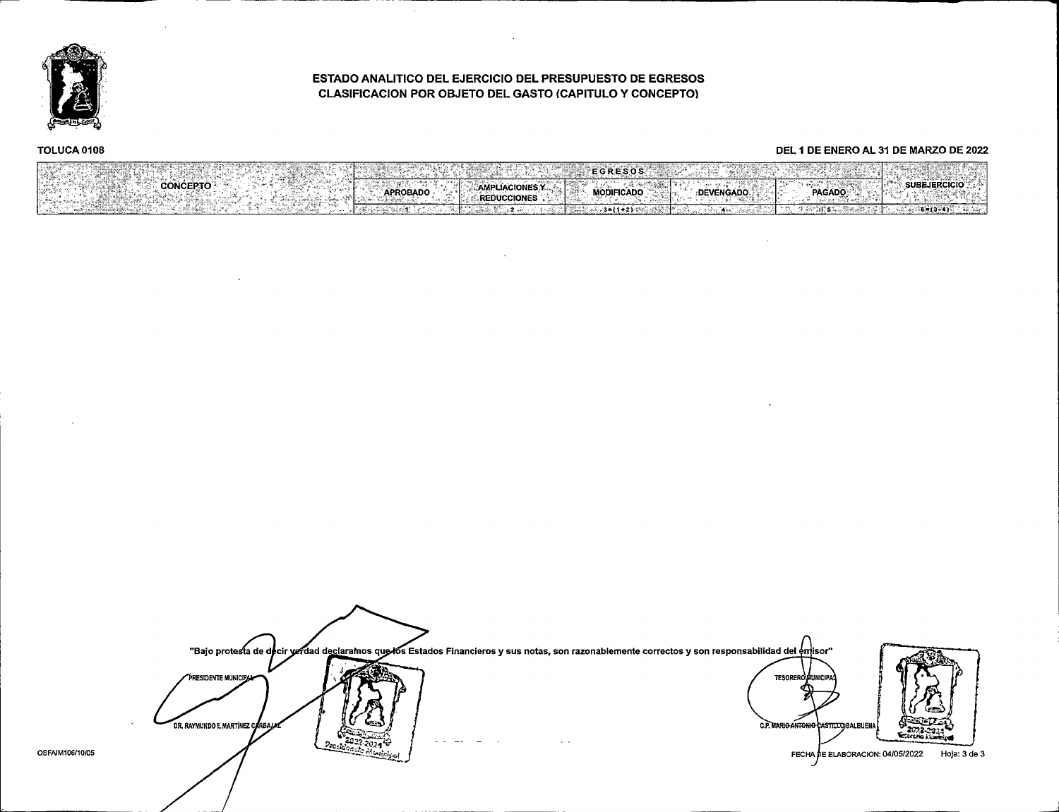# ESTADO ANALITICO DEL EJERCICIO DEL PRESUPUESTO DE EGRESOS
## CLASIFICACION POR OBJETO DEL GASTO (CAPITULO Y CONCEPTO)

**TOLUCA 0108**

**DEL 1 DE ENERO AL 31 DE MARZO DE 2022**

| CONCEPTO | EGRESOS | | | | | SUBEJERCICIO |
|---|---|---|---|---|---|---|
| | APROBADO | AMPLIACIONES Y REDUCCIONES | MODIFICADO | DEVENGADO | PAGADO | |
| | 1 | 2 | 3 = (1 + 2) | 4 | 5 | 6 = (3 - 4) |

"Bajo protesta de decir verdad declaramos que los Estados Financieros y sus notas, son razonablemente correctos y son responsabilidad del emisor"

PRESIDENTE MUNICIPAL

DR. RAYMUNDO E. MARTÍNEZ CARBAJAL

TESORERO MUNICIPAL

C.P. MARIO ANTONIO CASTILLO BALBUENA

OSFAIM106/10/05

FECHA DE ELABORACION: 04/05/2022